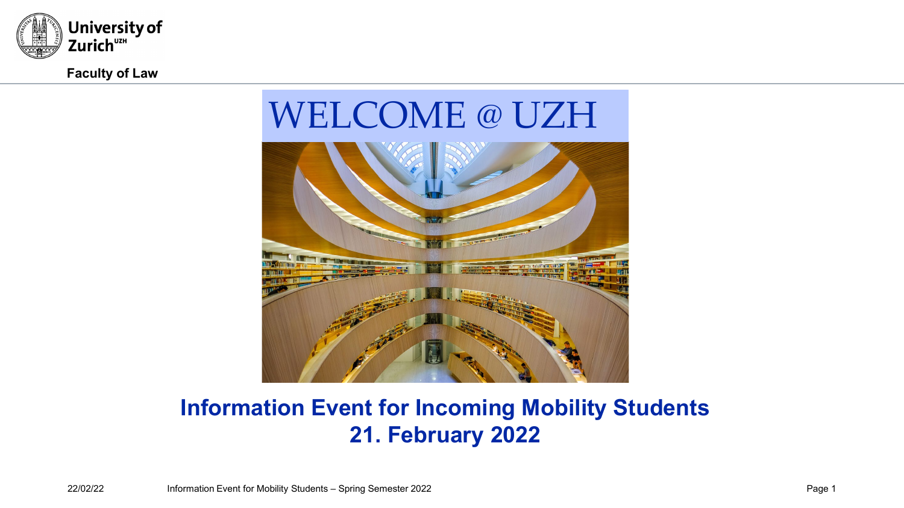University of Zurich[UZH]

**Faculty of Law**

# WELCOME @ UZH

## Information Event for Incoming Mobility Students
## 21. February 2022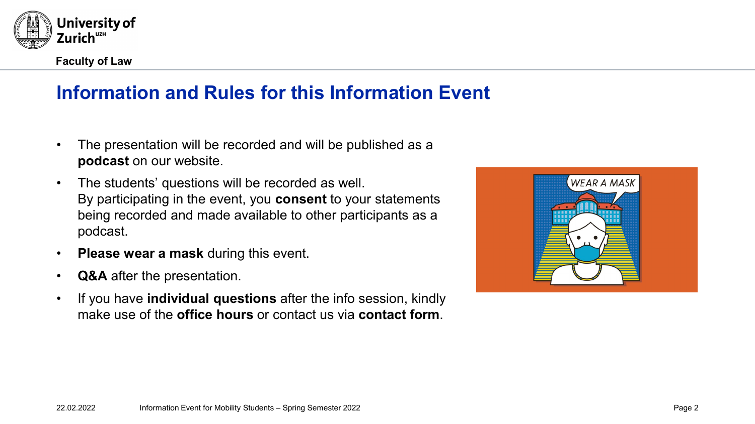## Information and Rules for this Information Event

- The presentation will be recorded and will be published as a **podcast** on our website.
- The students' questions will be recorded as well. By participating in the event, you **consent** to your statements being recorded and made available to other participants as a podcast.
- **Please wear a mask** during this event.
- **Q&A** after the presentation.
- If you have **individual questions** after the info session, kindly make use of the **office hours** or contact us via **contact form**.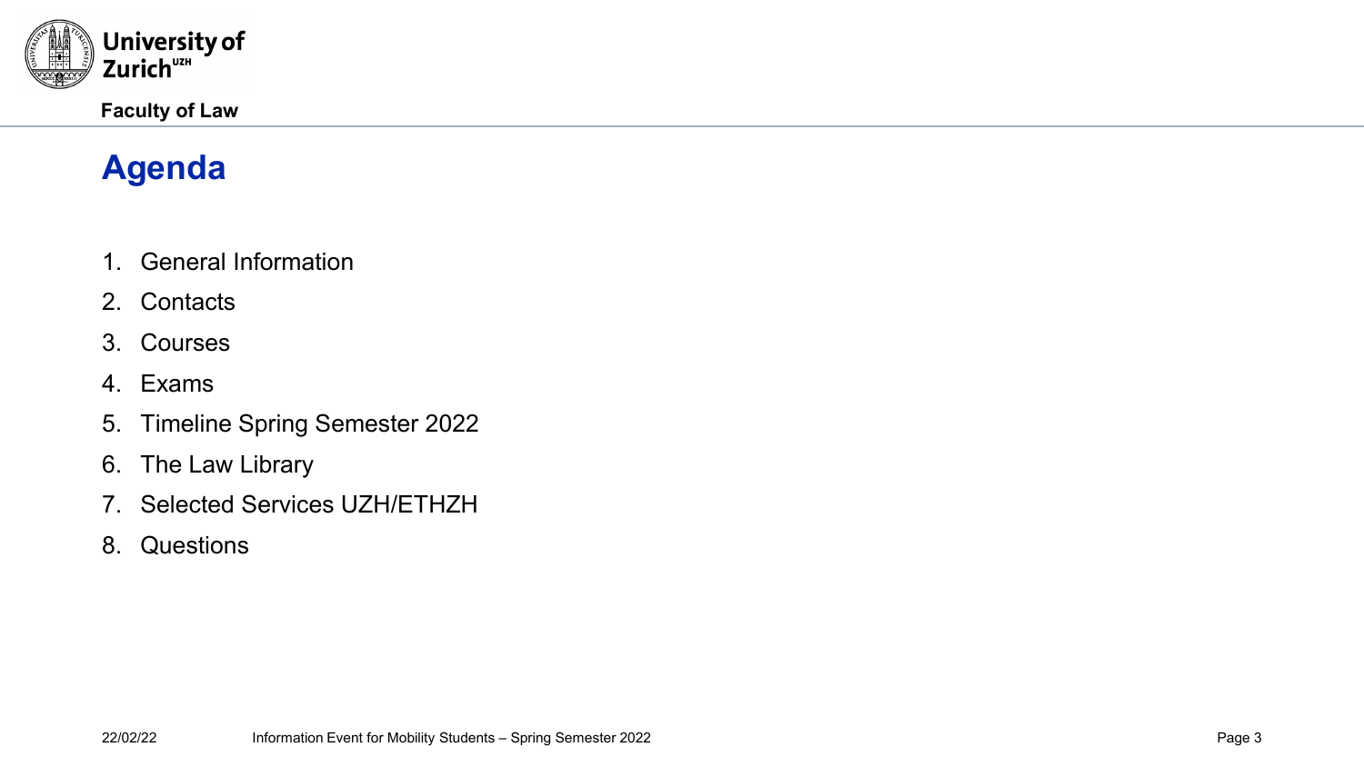# Agenda

1. General Information
2. Contacts
3. Courses
4. Exams
5. Timeline Spring Semester 2022
6. The Law Library
7. Selected Services UZH/ETHZH
8. Questions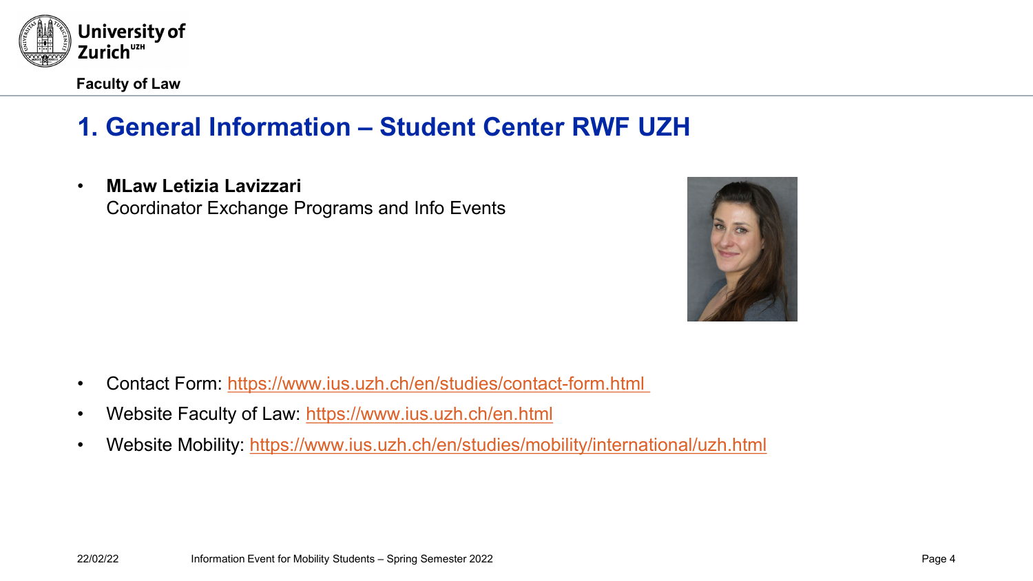# 1. General Information – Student Center RWF UZH

- **MLaw Letizia Lavizzari**
  Coordinator Exchange Programs and Info Events

- Contact Form: https://www.ius.uzh.ch/en/studies/contact-form.html
- Website Faculty of Law: https://www.ius.uzh.ch/en.html
- Website Mobility: https://www.ius.uzh.ch/en/studies/mobility/international/uzh.html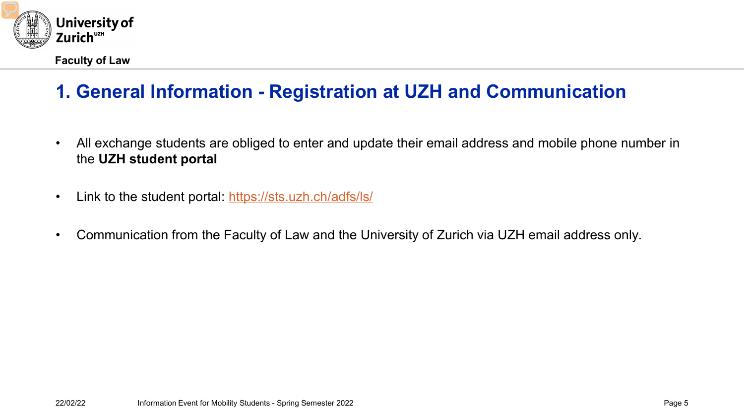# 1. General Information - Registration at UZH and Communication

- All exchange students are obliged to enter and update their email address and mobile phone number in the **UZH student portal**
- Link to the student portal: https://sts.uzh.ch/adfs/ls/
- Communication from the Faculty of Law and the University of Zurich via UZH email address only.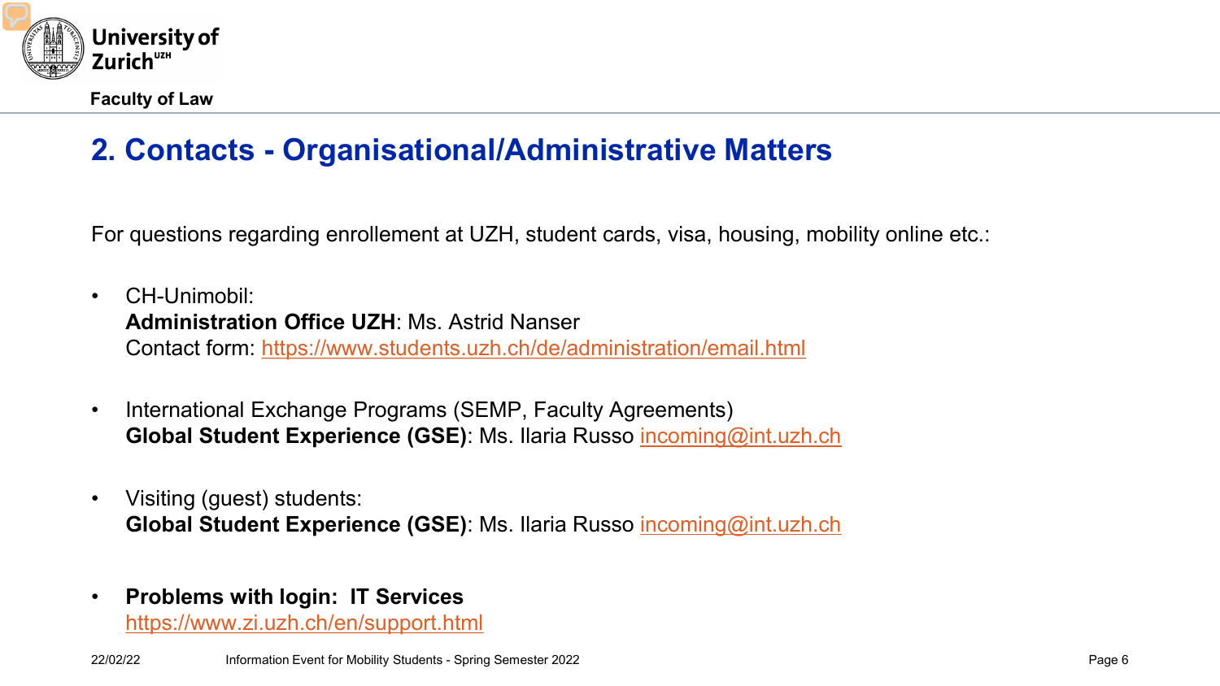## 2. Contacts - Organisational/Administrative Matters

For questions regarding enrollement at UZH, student cards, visa, housing, mobility online etc.:

- CH-Unimobil:
  **Administration Office UZH**: Ms. Astrid Nanser
  Contact form: https://www.students.uzh.ch/de/administration/email.html

- International Exchange Programs (SEMP, Faculty Agreements)
  **Global Student Experience (GSE)**: Ms. Ilaria Russo incoming@int.uzh.ch

- Visiting (guest) students:
  **Global Student Experience (GSE)**: Ms. Ilaria Russo incoming@int.uzh.ch

- **Problems with login: IT Services**
  https://www.zi.uzh.ch/en/support.html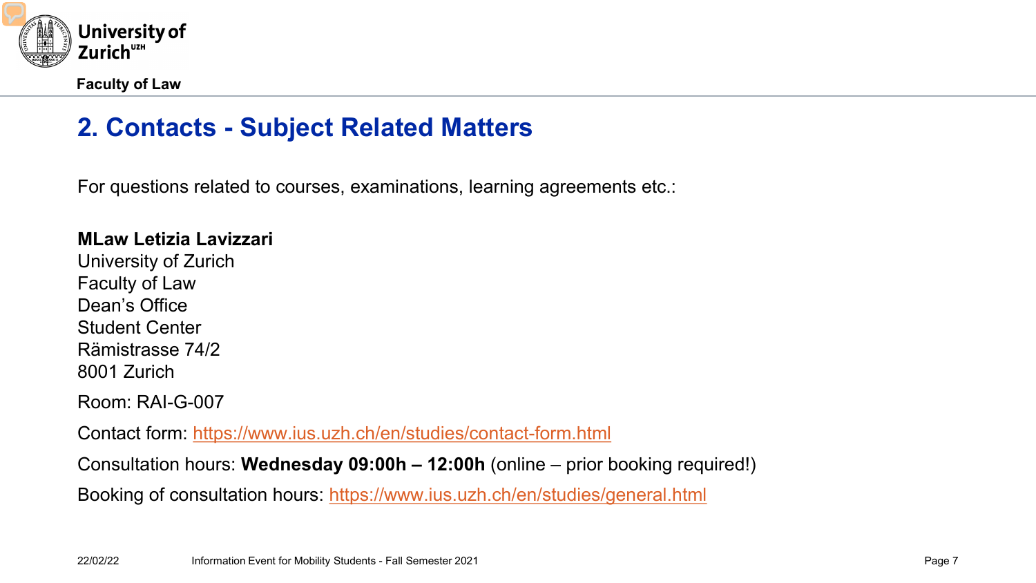## 2. Contacts - Subject Related Matters

For questions related to courses, examinations, learning agreements etc.:

**MLaw Letizia Lavizzari**
University of Zurich
Faculty of Law
Dean's Office
Student Center
Rämistrasse 74/2
8001 Zurich

Room: RAI-G-007

Contact form: https://www.ius.uzh.ch/en/studies/contact-form.html

Consultation hours: **Wednesday 09:00h – 12:00h** (online – prior booking required!)

Booking of consultation hours: https://www.ius.uzh.ch/en/studies/general.html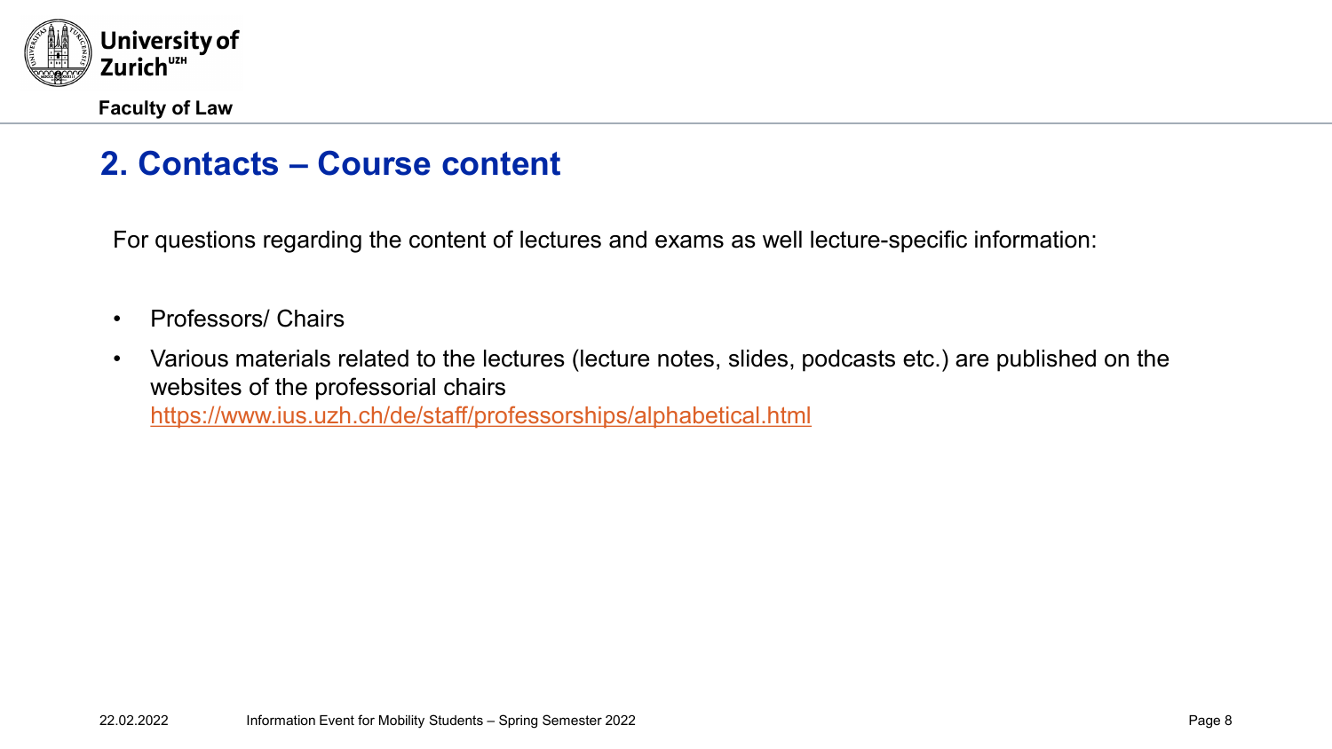## 2. Contacts – Course content

For questions regarding the content of lectures and exams as well lecture-specific information:

- Professors/ Chairs
- Various materials related to the lectures (lecture notes, slides, podcasts etc.) are published on the websites of the professorial chairs
  https://www.ius.uzh.ch/de/staff/professorships/alphabetical.html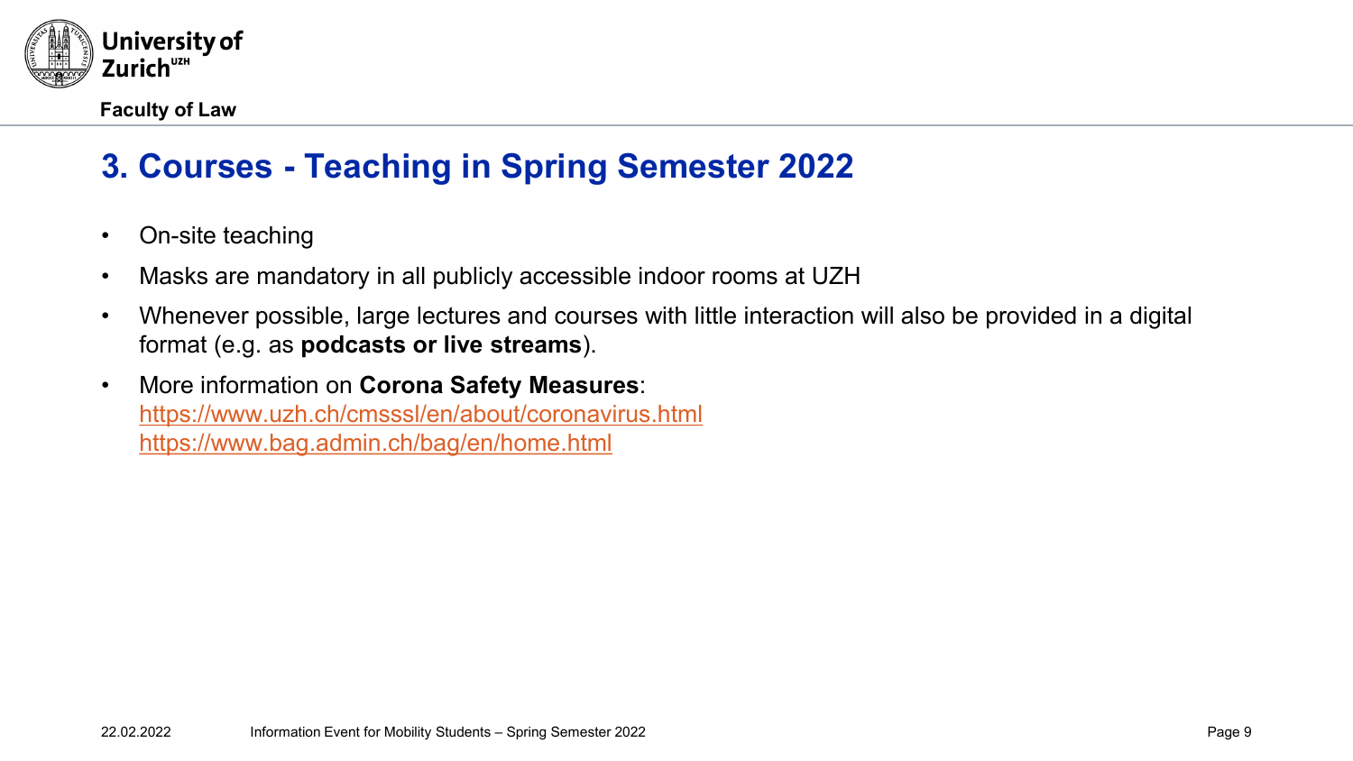# 3. Courses - Teaching in Spring Semester 2022

- On-site teaching
- Masks are mandatory in all publicly accessible indoor rooms at UZH
- Whenever possible, large lectures and courses with little interaction will also be provided in a digital format (e.g. as **podcasts or live streams**).
- More information on **Corona Safety Measures**:
  https://www.uzh.ch/cmsssl/en/about/coronavirus.html
  https://www.bag.admin.ch/bag/en/home.html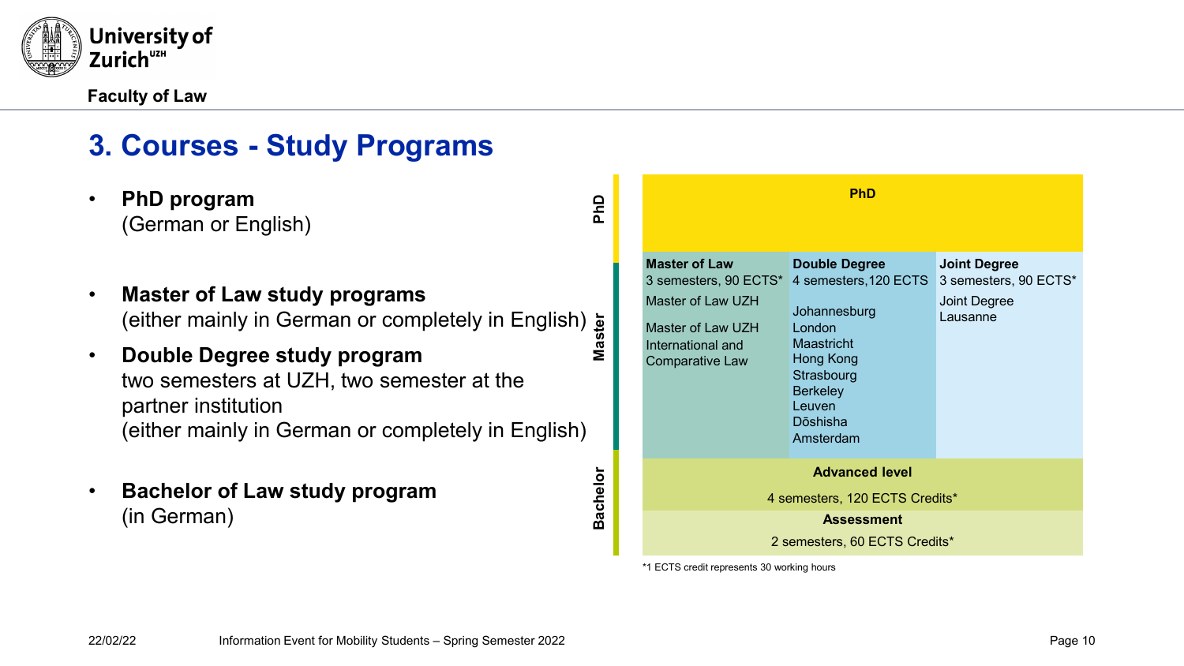## 3. Courses - Study Programs

- **PhD program**
  (German or English)
- **Master of Law study programs**
  (either mainly in German or completely in English)
- **Double Degree study program**
  two semesters at UZH, two semester at the partner institution
  (either mainly in German or completely in English)
- **Bachelor of Law study program**
  (in German)

| Level | | | |
|---|---|---|---|
| **PhD** | **PhD** | | |
| **Master** | **Master of Law**<br>3 semesters, 90 ECTS*<br>Master of Law UZH<br>Master of Law UZH International and Comparative Law | **Double Degree**<br>4 semesters, 120 ECTS<br>Johannesburg<br>London<br>Maastricht<br>Hong Kong<br>Strasbourg<br>Berkeley<br>Leuven<br>Dōshisha<br>Amsterdam | **Joint Degree**<br>3 semesters, 90 ECTS*<br>Joint Degree Lausanne |
| **Bachelor** | **Advanced level**<br>4 semesters, 120 ECTS Credits* | | |
| | **Assessment**<br>2 semesters, 60 ECTS Credits* | | |

*1 ECTS credit represents 30 working hours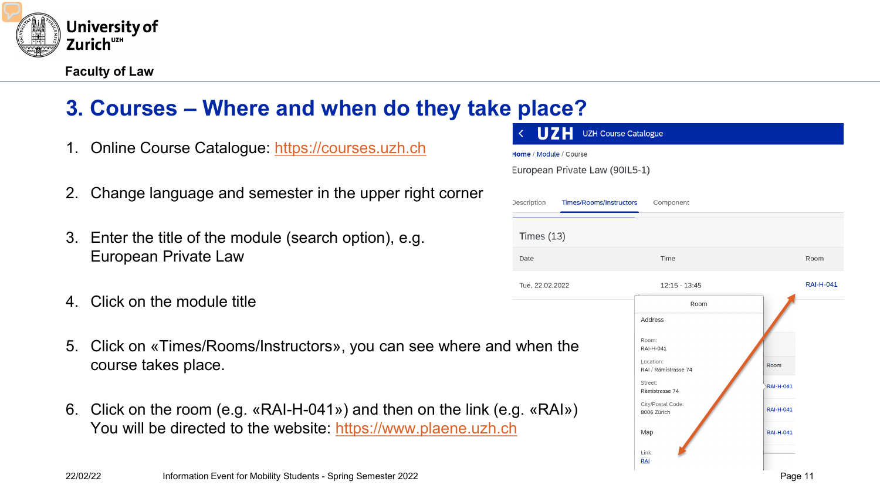# 3. Courses – Where and when do they take place?

1. Online Course Catalogue: https://courses.uzh.ch
2. Change language and semester in the upper right corner
3. Enter the title of the module (search option), e.g. European Private Law
4. Click on the module title
5. Click on «Times/Rooms/Instructors», you can see where and when the course takes place.
6. Click on the room (e.g. «RAI-H-041») and then on the link (e.g. «RAI») You will be directed to the website: https://www.plaene.uzh.ch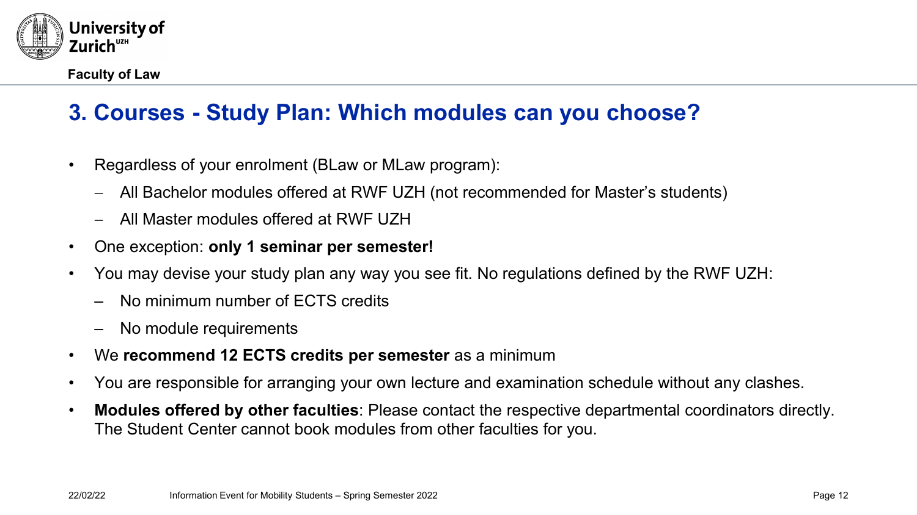## 3. Courses - Study Plan: Which modules can you choose?

- Regardless of your enrolment (BLaw or MLaw program):
  - All Bachelor modules offered at RWF UZH (not recommended for Master's students)
  - All Master modules offered at RWF UZH
- One exception: **only 1 seminar per semester!**
- You may devise your study plan any way you see fit. No regulations defined by the RWF UZH:
  - No minimum number of ECTS credits
  - No module requirements
- We **recommend 12 ECTS credits per semester** as a minimum
- You are responsible for arranging your own lecture and examination schedule without any clashes.
- **Modules offered by other faculties**: Please contact the respective departmental coordinators directly. The Student Center cannot book modules from other faculties for you.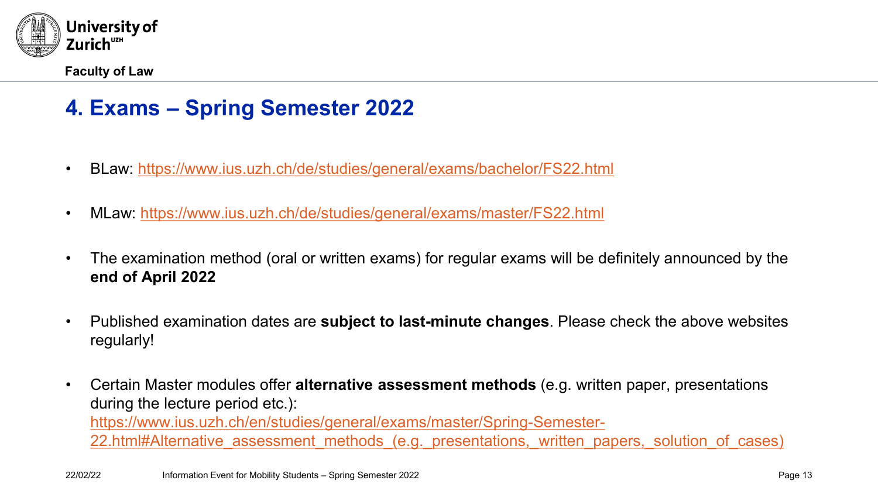## 4. Exams – Spring Semester 2022

- BLaw: https://www.ius.uzh.ch/de/studies/general/exams/bachelor/FS22.html
- MLaw: https://www.ius.uzh.ch/de/studies/general/exams/master/FS22.html
- The examination method (oral or written exams) for regular exams will be definitely announced by the **end of April 2022**
- Published examination dates are **subject to last-minute changes**. Please check the above websites regularly!
- Certain Master modules offer **alternative assessment methods** (e.g. written paper, presentations during the lecture period etc.): https://www.ius.uzh.ch/en/studies/general/exams/master/Spring-Semester-22.html#Alternative_assessment_methods_(e.g._presentations,_written_papers,_solution_of_cases)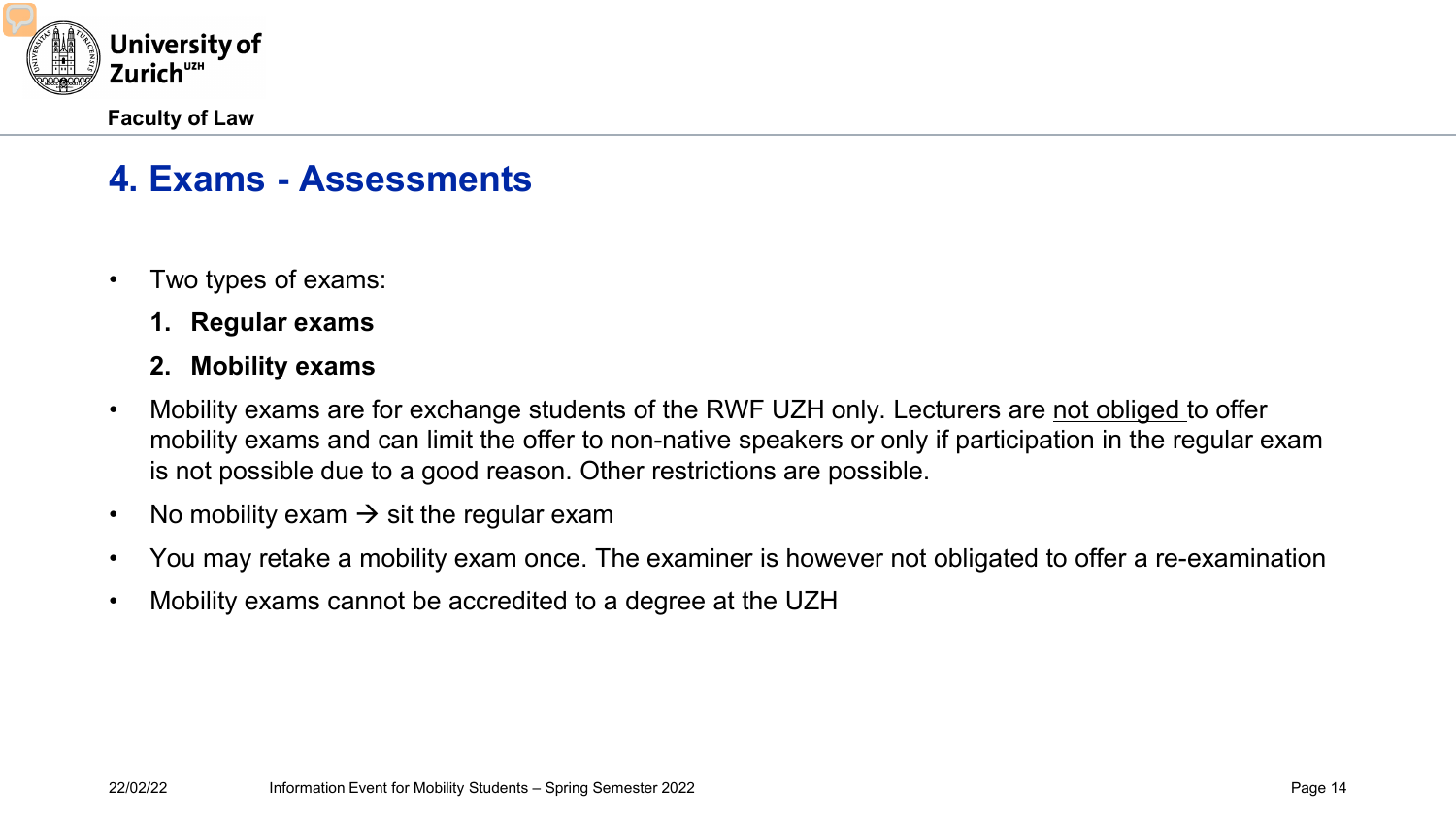## 4. Exams - Assessments

- Two types of exams:
  1. **Regular exams**
  2. **Mobility exams**
- Mobility exams are for exchange students of the RWF UZH only. Lecturers are <u>not obliged</u> to offer mobility exams and can limit the offer to non-native speakers or only if participation in the regular exam is not possible due to a good reason. Other restrictions are possible.
- No mobility exam → sit the regular exam
- You may retake a mobility exam once. The examiner is however not obligated to offer a re-examination
- Mobility exams cannot be accredited to a degree at the UZH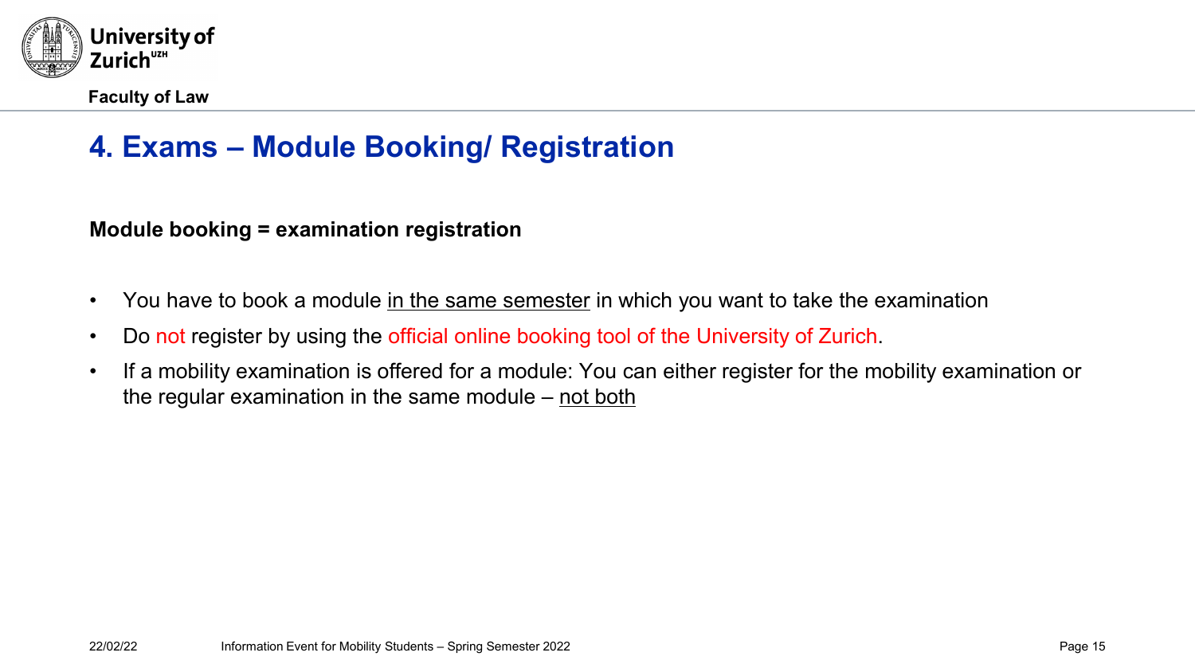# 4. Exams – Module Booking/ Registration

**Module booking = examination registration**

- You have to book a module in the same semester in which you want to take the examination
- Do not register by using the official online booking tool of the University of Zurich.
- If a mobility examination is offered for a module: You can either register for the mobility examination or the regular examination in the same module – not both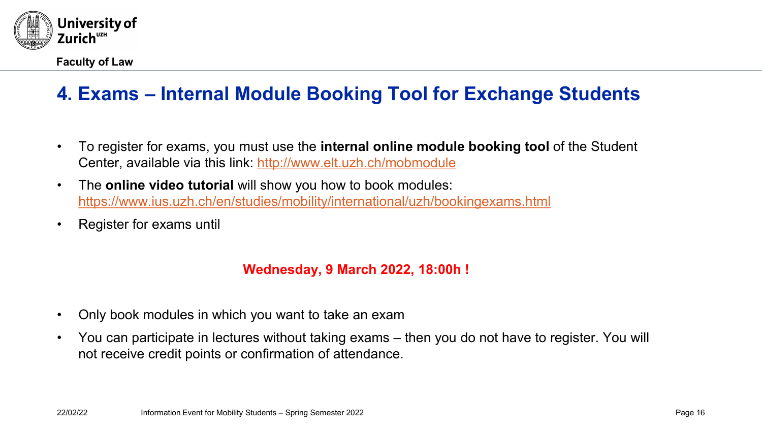## 4. Exams – Internal Module Booking Tool for Exchange Students

- To register for exams, you must use the **internal online module booking tool** of the Student Center, available via this link: http://www.elt.uzh.ch/mobmodule
- The **online video tutorial** will show you how to book modules: https://www.ius.uzh.ch/en/studies/mobility/international/uzh/bookingexams.html
- Register for exams until

**Wednesday, 9 March 2022, 18:00h !**

- Only book modules in which you want to take an exam
- You can participate in lectures without taking exams – then you do not have to register. You will not receive credit points or confirmation of attendance.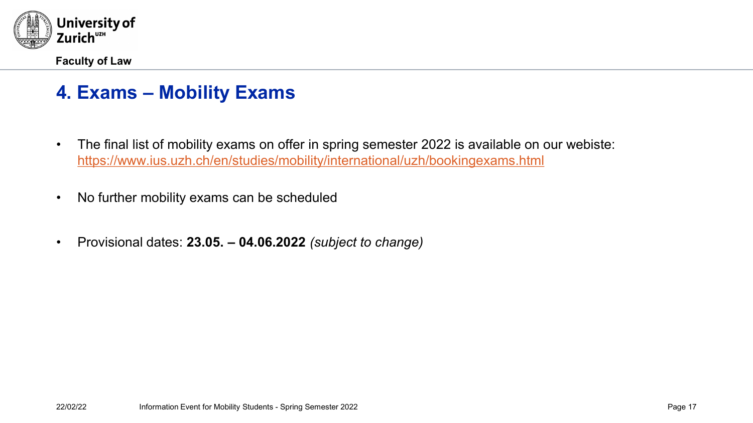# 4. Exams – Mobility Exams

- The final list of mobility exams on offer in spring semester 2022 is available on our webiste: https://www.ius.uzh.ch/en/studies/mobility/international/uzh/bookingexams.html
- No further mobility exams can be scheduled
- Provisional dates: **23.05. – 04.06.2022** *(subject to change)*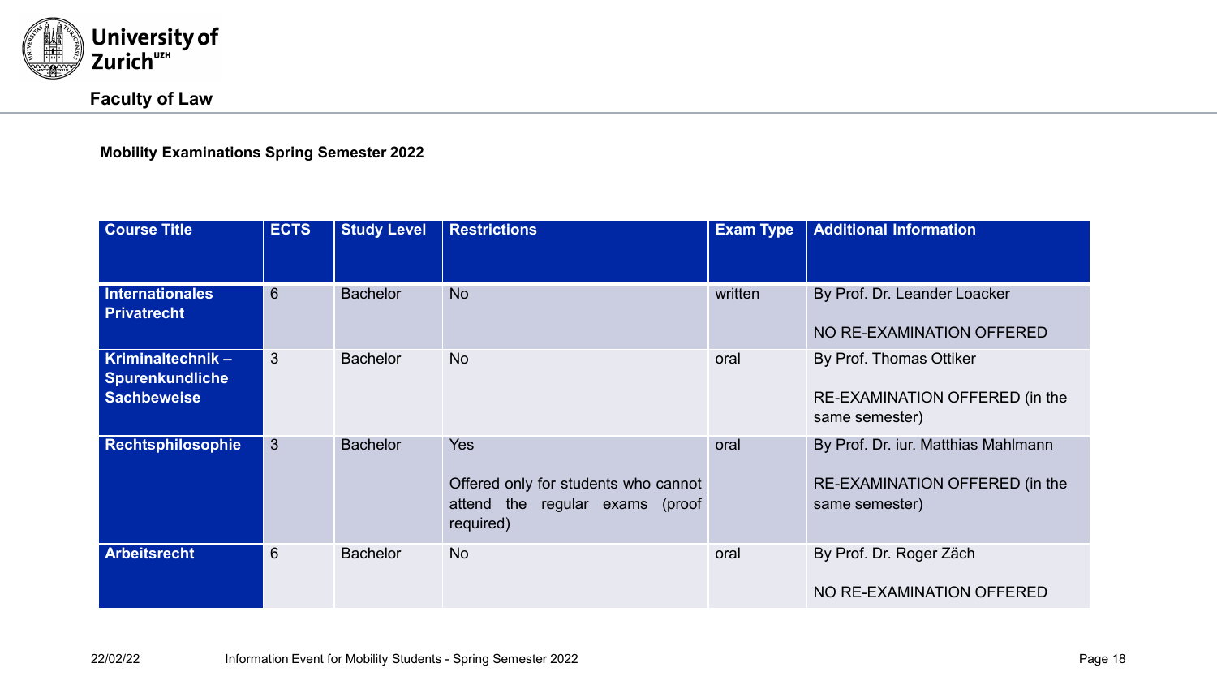University of Zurich[UZH]

**Faculty of Law**

**Mobility Examinations Spring Semester 2022**

| Course Title | ECTS | Study Level | Restrictions | Exam Type | Additional Information |
|---|---|---|---|---|---|
| **Internationales Privatrecht** | 6 | Bachelor | No | written | By Prof. Dr. Leander Loacker<br><br>NO RE-EXAMINATION OFFERED |
| **Kriminaltechnik – Spurenkundliche Sachbeweise** | 3 | Bachelor | No | oral | By Prof. Thomas Ottiker<br><br>RE-EXAMINATION OFFERED (in the same semester) |
| **Rechtsphilosophie** | 3 | Bachelor | Yes<br><br>Offered only for students who cannot attend the regular exams (proof required) | oral | By Prof. Dr. iur. Matthias Mahlmann<br><br>RE-EXAMINATION OFFERED (in the same semester) |
| **Arbeitsrecht** | 6 | Bachelor | No | oral | By Prof. Dr. Roger Zäch<br><br>NO RE-EXAMINATION OFFERED |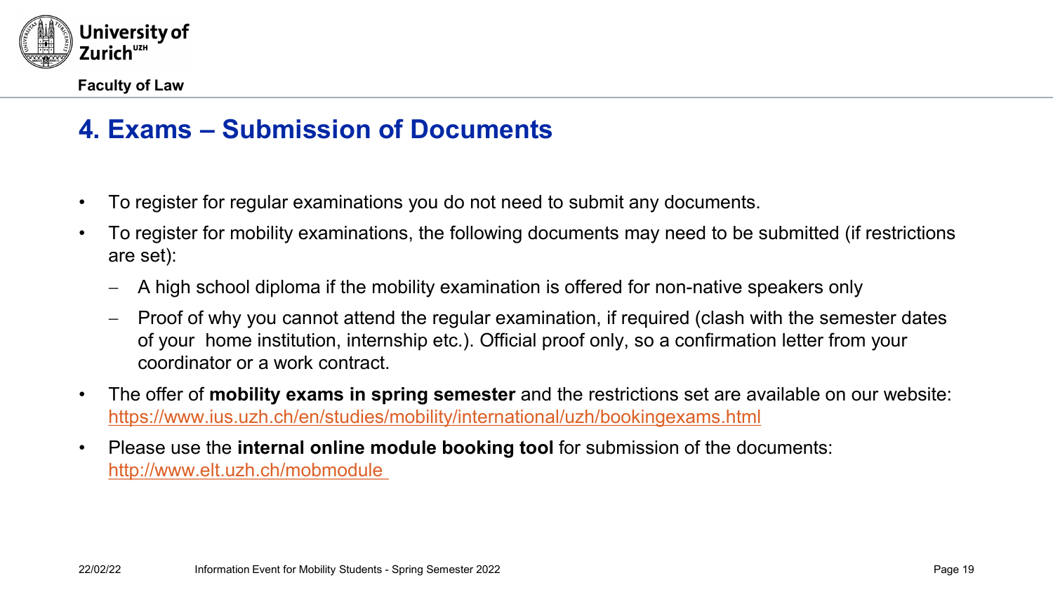## 4. Exams – Submission of Documents

- To register for regular examinations you do not need to submit any documents.
- To register for mobility examinations, the following documents may need to be submitted (if restrictions are set):
  - A high school diploma if the mobility examination is offered for non-native speakers only
  - Proof of why you cannot attend the regular examination, if required (clash with the semester dates of your home institution, internship etc.). Official proof only, so a confirmation letter from your coordinator or a work contract.
- The offer of **mobility exams in spring semester** and the restrictions set are available on our website: https://www.ius.uzh.ch/en/studies/mobility/international/uzh/bookingexams.html
- Please use the **internal online module booking tool** for submission of the documents: http://www.elt.uzh.ch/mobmodule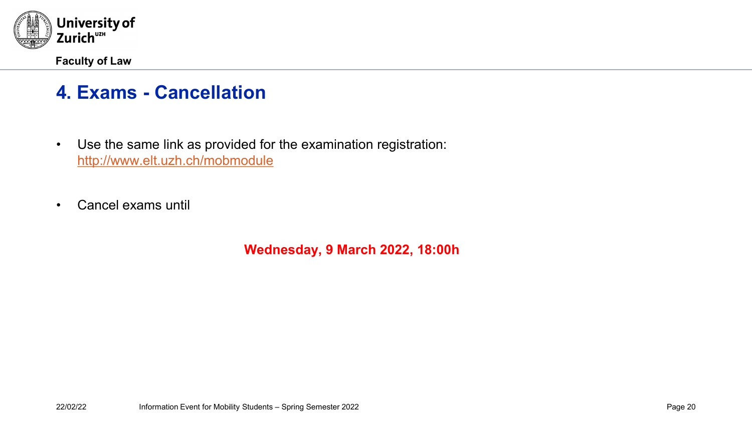# 4. Exams - Cancellation

- Use the same link as provided for the examination registration: http://www.elt.uzh.ch/mobmodule

- Cancel exams until

**Wednesday, 9 March 2022, 18:00h**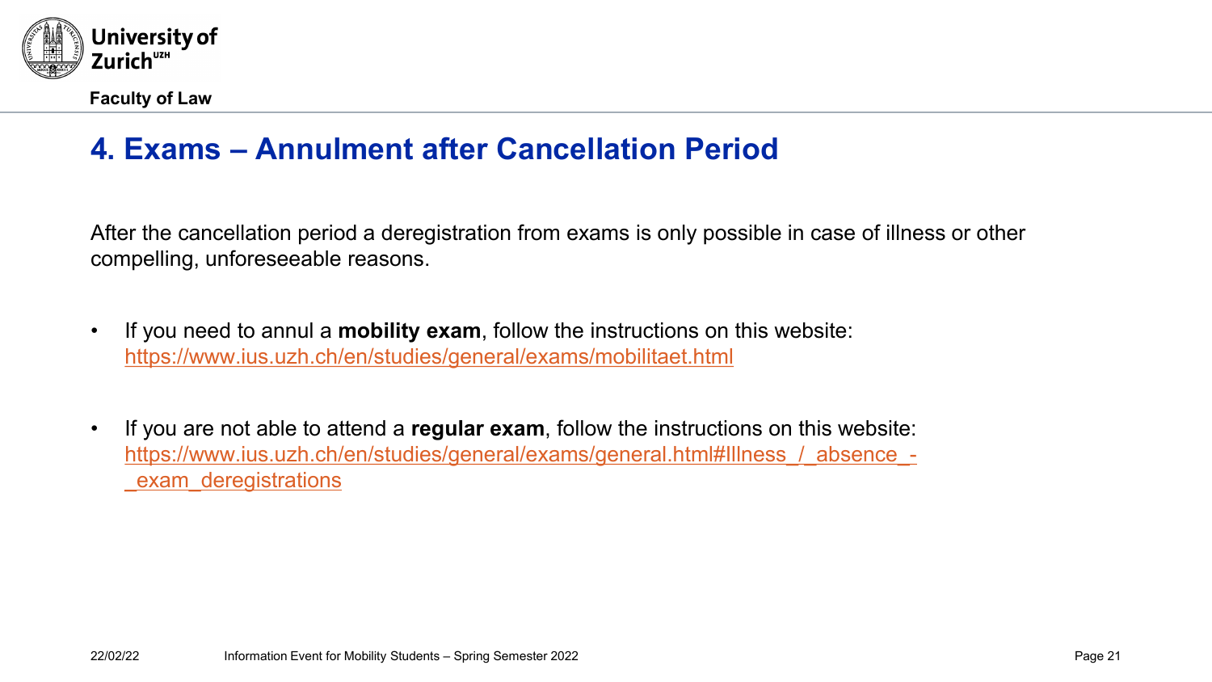# 4. Exams – Annulment after Cancellation Period

After the cancellation period a deregistration from exams is only possible in case of illness or other compelling, unforeseeable reasons.

- If you need to annul a **mobility exam**, follow the instructions on this website: https://www.ius.uzh.ch/en/studies/general/exams/mobilitaet.html

- If you are not able to attend a **regular exam**, follow the instructions on this website: https://www.ius.uzh.ch/en/studies/general/exams/general.html#Illness_/_absence_-_exam_deregistrations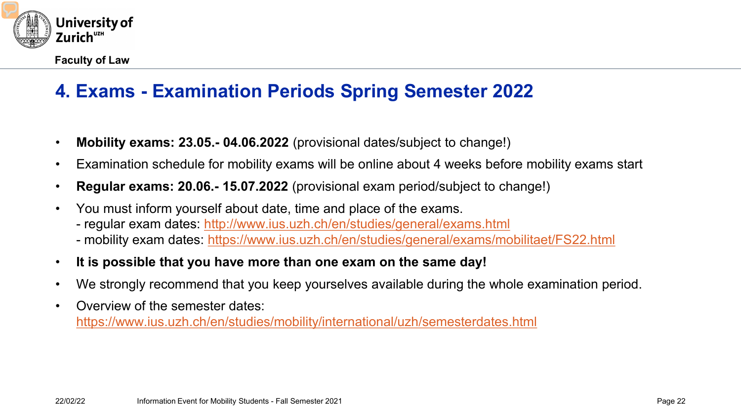# 4. Exams - Examination Periods Spring Semester 2022

- **Mobility exams: 23.05.- 04.06.2022** (provisional dates/subject to change!)
- Examination schedule for mobility exams will be online about 4 weeks before mobility exams start
- **Regular exams: 20.06.- 15.07.2022** (provisional exam period/subject to change!)
- You must inform yourself about date, time and place of the exams.
  - regular exam dates: http://www.ius.uzh.ch/en/studies/general/exams.html
  - mobility exam dates: https://www.ius.uzh.ch/en/studies/general/exams/mobilitaet/FS22.html
- **It is possible that you have more than one exam on the same day!**
- We strongly recommend that you keep yourselves available during the whole examination period.
- Overview of the semester dates: https://www.ius.uzh.ch/en/studies/mobility/international/uzh/semesterdates.html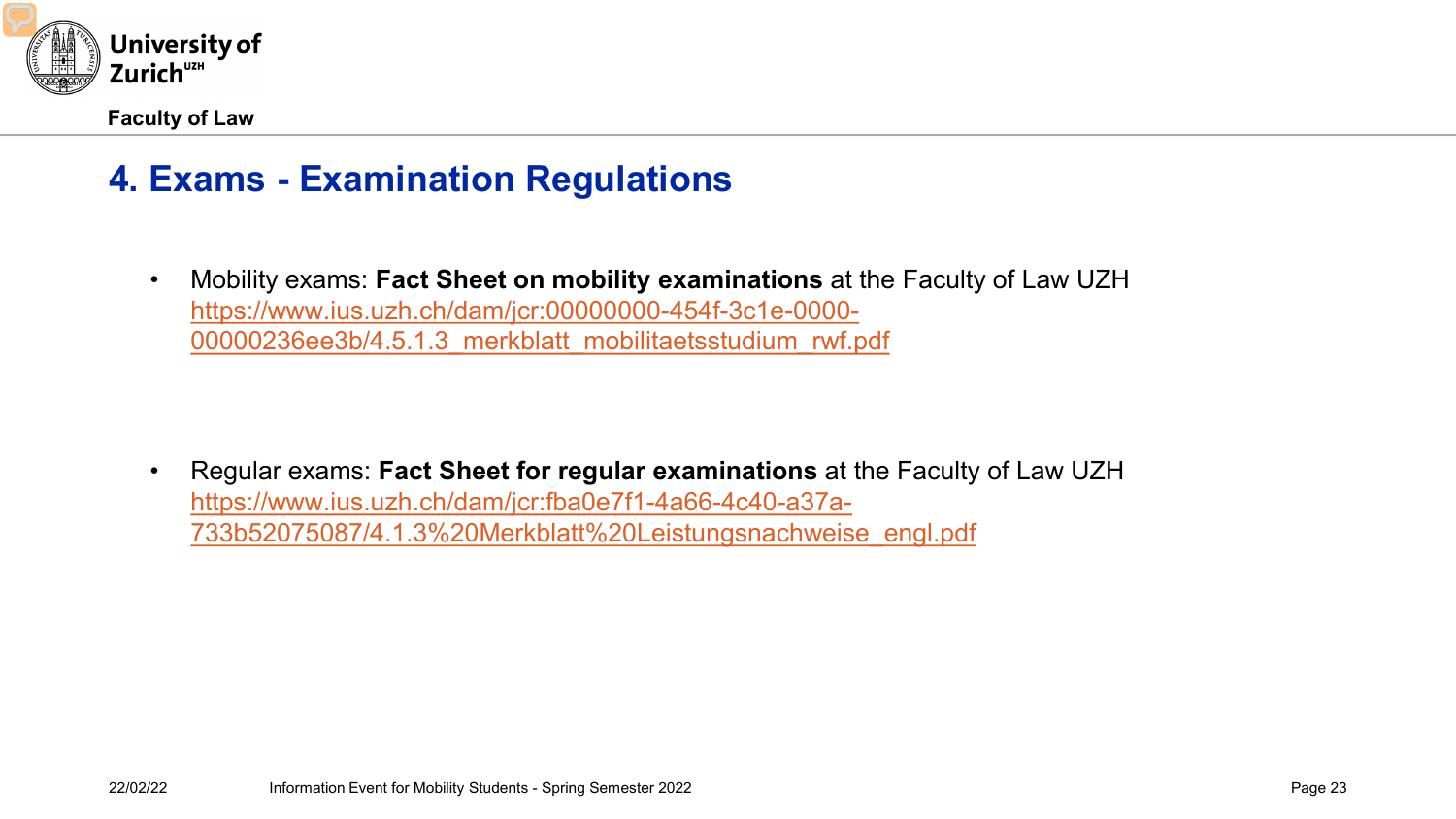# 4. Exams - Examination Regulations

- Mobility exams: **Fact Sheet on mobility examinations** at the Faculty of Law UZH
  https://www.ius.uzh.ch/dam/jcr:00000000-454f-3c1e-0000-00000236ee3b/4.5.1.3_merkblatt_mobilitaetsstudium_rwf.pdf

- Regular exams: **Fact Sheet for regular examinations** at the Faculty of Law UZH
  https://www.ius.uzh.ch/dam/jcr:fba0e7f1-4a66-4c40-a37a-733b52075087/4.1.3%20Merkblatt%20Leistungsnachweise_engl.pdf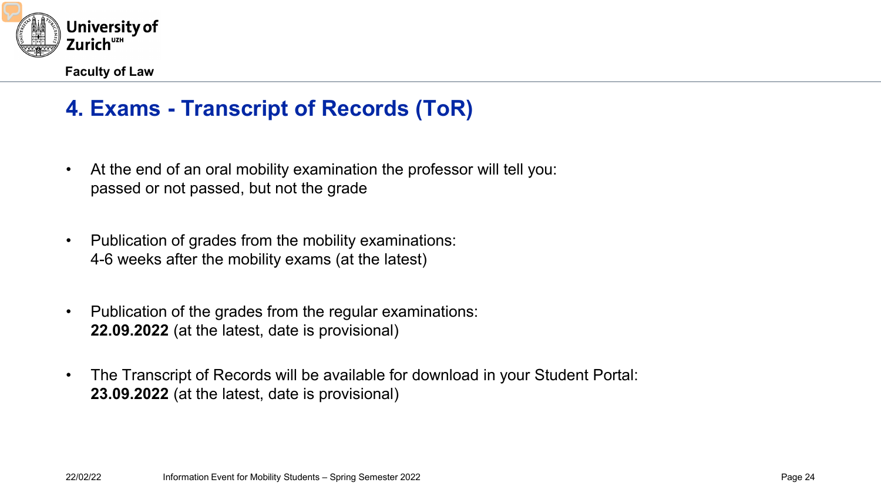# 4. Exams - Transcript of Records (ToR)

- At the end of an oral mobility examination the professor will tell you: passed or not passed, but not the grade

- Publication of grades from the mobility examinations: 4-6 weeks after the mobility exams (at the latest)

- Publication of the grades from the regular examinations: **22.09.2022** (at the latest, date is provisional)

- The Transcript of Records will be available for download in your Student Portal: **23.09.2022** (at the latest, date is provisional)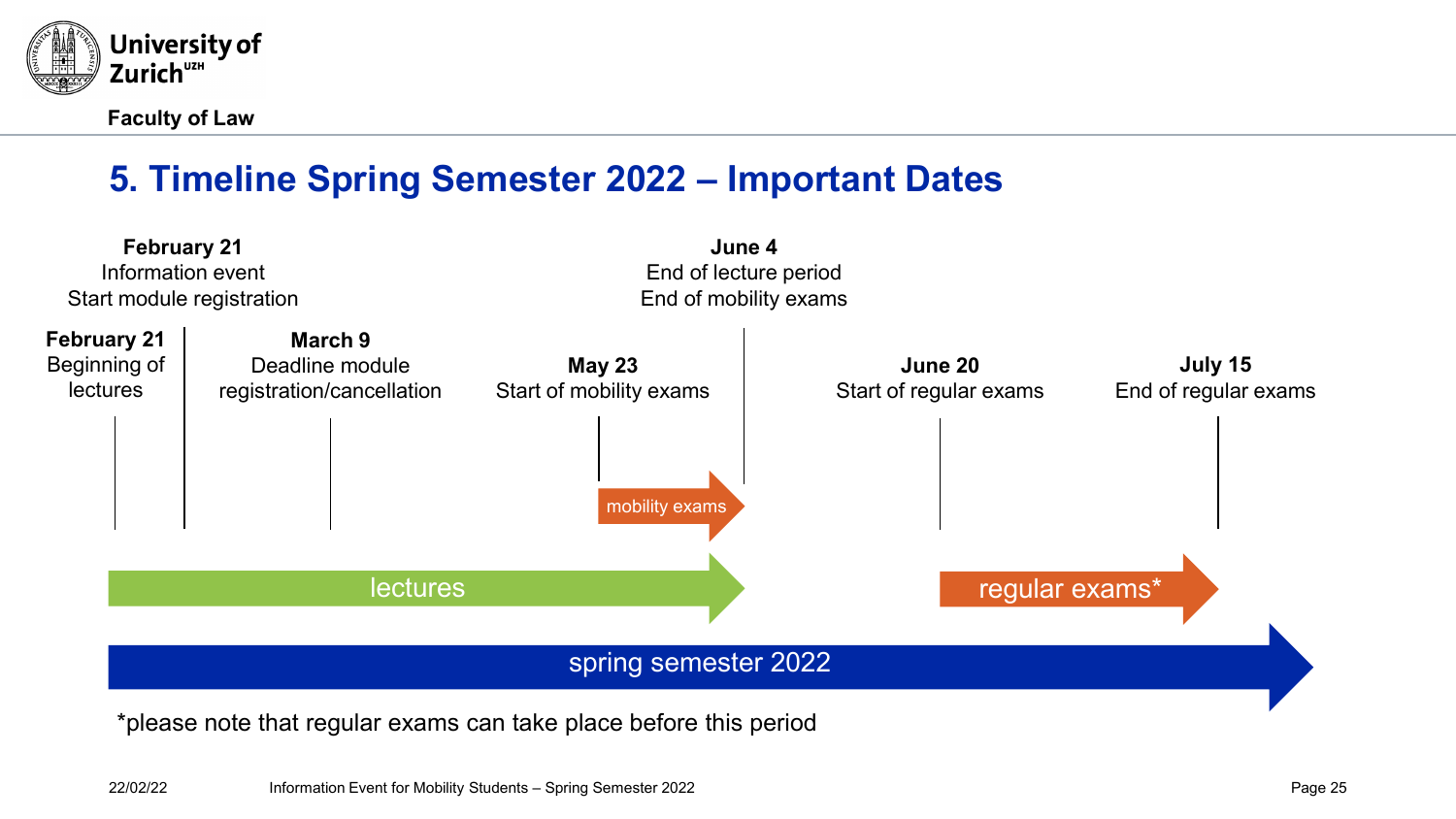## 5. Timeline Spring Semester 2022 – Important Dates

**February 21**
Beginning of lectures

**February 21**
Information event
Start module registration

**March 9**
Deadline module registration/cancellation

**May 23**
Start of mobility exams

**June 4**
End of lecture period
End of mobility exams

**June 20**
Start of regular exams

**July 15**
End of regular exams

mobility exams

lectures

regular exams*

spring semester 2022

*please note that regular exams can take place before this period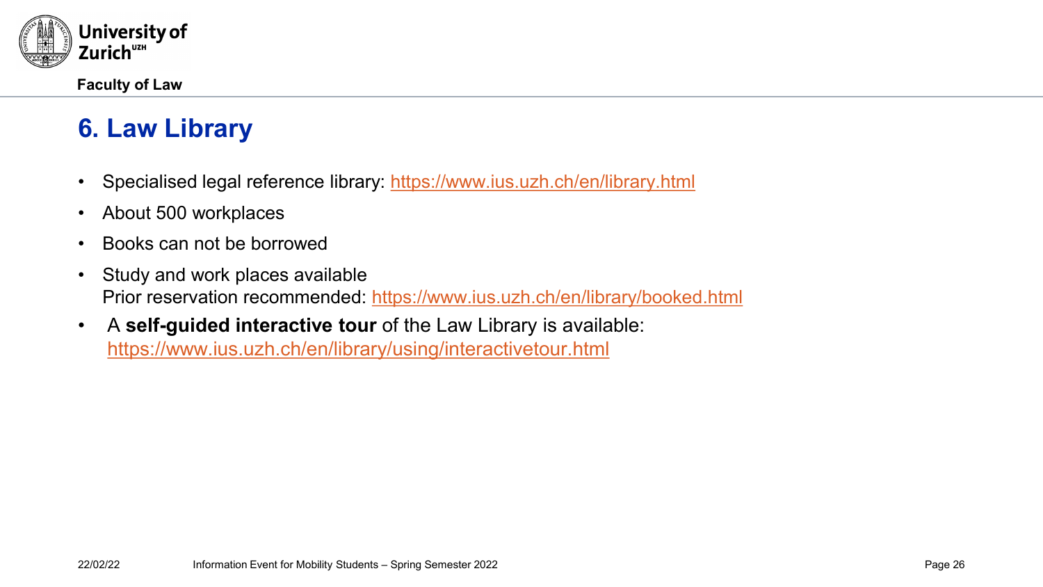## 6. Law Library

- Specialised legal reference library: https://www.ius.uzh.ch/en/library.html
- About 500 workplaces
- Books can not be borrowed
- Study and work places available
  Prior reservation recommended: https://www.ius.uzh.ch/en/library/booked.html
- A **self-guided interactive tour** of the Law Library is available:
  https://www.ius.uzh.ch/en/library/using/interactivetour.html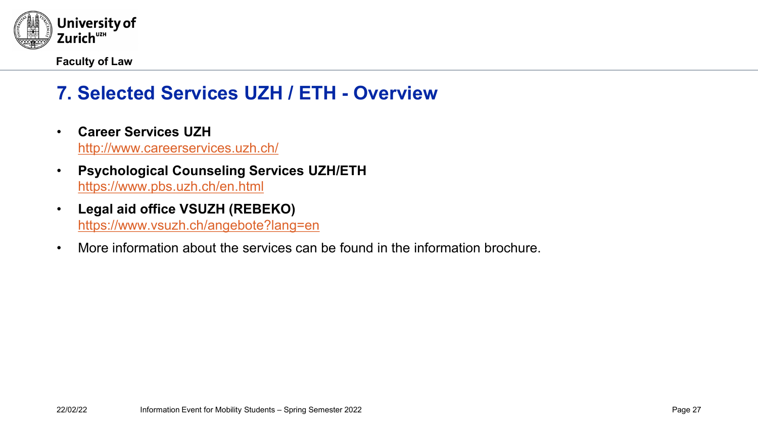# 7. Selected Services UZH / ETH - Overview

- **Career Services UZH**
  http://www.careerservices.uzh.ch/
- **Psychological Counseling Services UZH/ETH**
  https://www.pbs.uzh.ch/en.html
- **Legal aid office VSUZH (REBEKO)**
  https://www.vsuzh.ch/angebote?lang=en
- More information about the services can be found in the information brochure.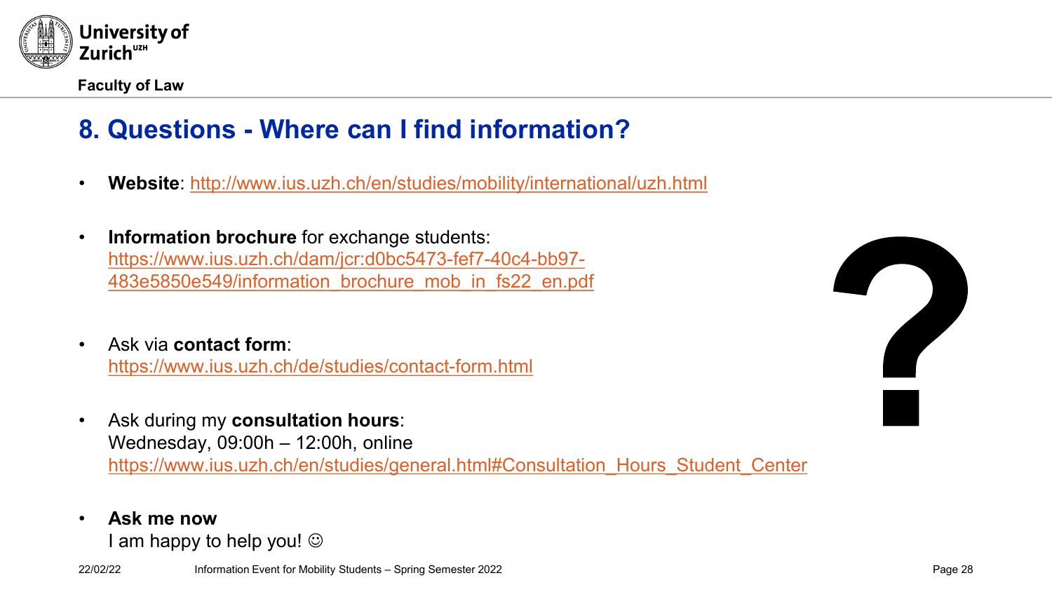## 8. Questions - Where can I find information?

- **Website**: http://www.ius.uzh.ch/en/studies/mobility/international/uzh.html
- **Information brochure** for exchange students: https://www.ius.uzh.ch/dam/jcr:d0bc5473-fef7-40c4-bb97-483e5850e549/information_brochure_mob_in_fs22_en.pdf
- Ask via **contact form**: https://www.ius.uzh.ch/de/studies/contact-form.html
- Ask during my **consultation hours**:
  Wednesday, 09:00h – 12:00h, online
  https://www.ius.uzh.ch/en/studies/general.html#Consultation_Hours_Student_Center
- **Ask me now**
  I am happy to help you! ☺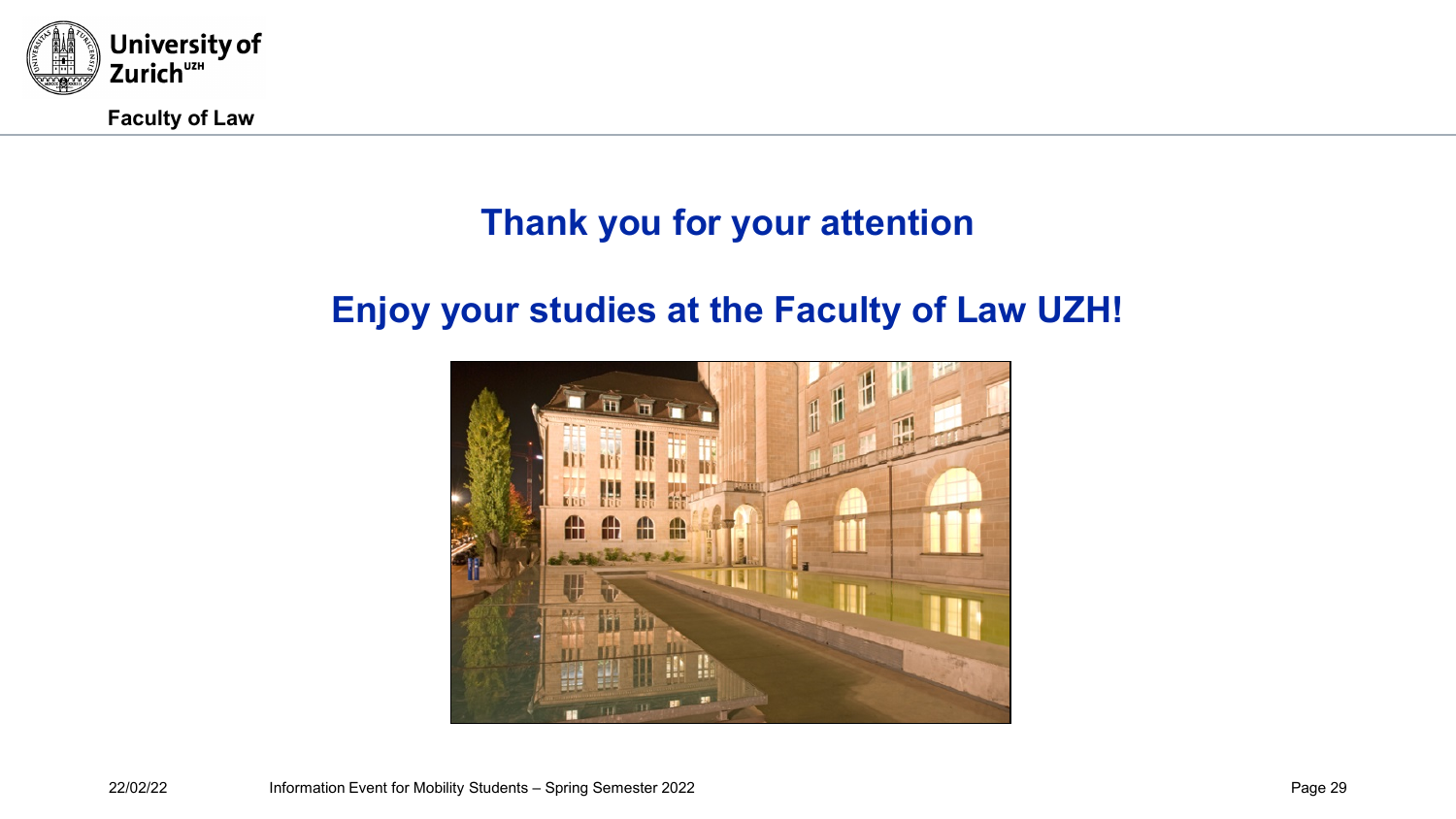## Thank you for your attention

## Enjoy your studies at the Faculty of Law UZH!